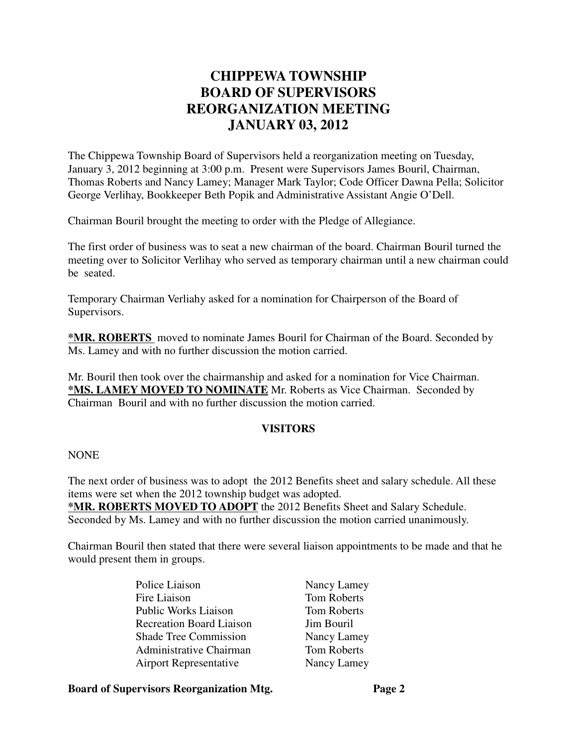# CHIPPEWA TOWNSHIP
# BOARD OF SUPERVISORS
# REORGANIZATION MEETING
# JANUARY 03, 2012

The Chippewa Township Board of Supervisors held a reorganization meeting on Tuesday, January 3, 2012 beginning at 3:00 p.m. Present were Supervisors James Bouril, Chairman, Thomas Roberts and Nancy Lamey; Manager Mark Taylor; Code Officer Dawna Pella; Solicitor George Verlihay, Bookkeeper Beth Popik and Administrative Assistant Angie O'Dell.

Chairman Bouril brought the meeting to order with the Pledge of Allegiance.

The first order of business was to seat a new chairman of the board. Chairman Bouril turned the meeting over to Solicitor Verlihay who served as temporary chairman until a new chairman could be seated.

Temporary Chairman Verliahy asked for a nomination for Chairperson of the Board of Supervisors.

**<u>*MR. ROBERTS</u>** moved to nominate James Bouril for Chairman of the Board. Seconded by Ms. Lamey and with no further discussion the motion carried.

Mr. Bouril then took over the chairmanship and asked for a nomination for Vice Chairman. **<u>*MS. LAMEY MOVED TO NOMINATE</u>** Mr. Roberts as Vice Chairman. Seconded by Chairman Bouril and with no further discussion the motion carried.

**VISITORS**

NONE

The next order of business was to adopt the 2012 Benefits sheet and salary schedule. All these items were set when the 2012 township budget was adopted.
**<u>*MR. ROBERTS MOVED TO ADOPT</u>** the 2012 Benefits Sheet and Salary Schedule. Seconded by Ms. Lamey and with no further discussion the motion carried unanimously.

Chairman Bouril then stated that there were several liaison appointments to be made and that he would present them in groups.

| | |
|---|---|
| Police Liaison | Nancy Lamey |
| Fire Liaison | Tom Roberts |
| Public Works Liaison | Tom Roberts |
| Recreation Board Liaison | Jim Bouril |
| Shade Tree Commission | Nancy Lamey |
| Administrative Chairman | Tom Roberts |
| Airport Representative | Nancy Lamey |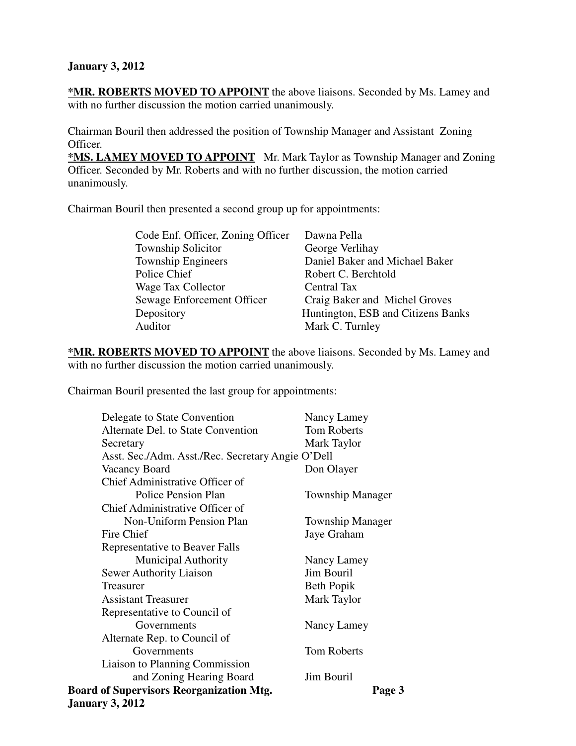**January 3, 2012**

***MR. ROBERTS MOVED TO APPOINT** the above liaisons. Seconded by Ms. Lamey and with no further discussion the motion carried unanimously.

Chairman Bouril then addressed the position of Township Manager and Assistant Zoning Officer.

***MS. LAMEY MOVED TO APPOINT** Mr. Mark Taylor as Township Manager and Zoning Officer. Seconded by Mr. Roberts and with no further discussion, the motion carried unanimously.

Chairman Bouril then presented a second group up for appointments:

| | |
|---|---|
| Code Enf. Officer, Zoning Officer | Dawna Pella |
| Township Solicitor | George Verlihay |
| Township Engineers | Daniel Baker and Michael Baker |
| Police Chief | Robert C. Berchtold |
| Wage Tax Collector | Central Tax |
| Sewage Enforcement Officer | Craig Baker and Michel Groves |
| Depository | Huntington, ESB and Citizens Banks |
| Auditor | Mark C. Turnley |

***MR. ROBERTS MOVED TO APPOINT** the above liaisons. Seconded by Ms. Lamey and with no further discussion the motion carried unanimously.

Chairman Bouril presented the last group for appointments:

| | |
|---|---|
| Delegate to State Convention | Nancy Lamey |
| Alternate Del. to State Convention | Tom Roberts |
| Secretary | Mark Taylor |
| Asst. Sec./Adm. Asst./Rec. Secretary | Angie O'Dell |
| Vacancy Board | Don Olayer |
| Chief Administrative Officer of Police Pension Plan | Township Manager |
| Chief Administrative Officer of Non-Uniform Pension Plan | Township Manager |
| Fire Chief | Jaye Graham |
| Representative to Beaver Falls Municipal Authority | Nancy Lamey |
| Sewer Authority Liaison | Jim Bouril |
| Treasurer | Beth Popik |
| Assistant Treasurer | Mark Taylor |
| Representative to Council of Governments | Nancy Lamey |
| Alternate Rep. to Council of Governments | Tom Roberts |
| Liaison to Planning Commission and Zoning Hearing Board | Jim Bouril |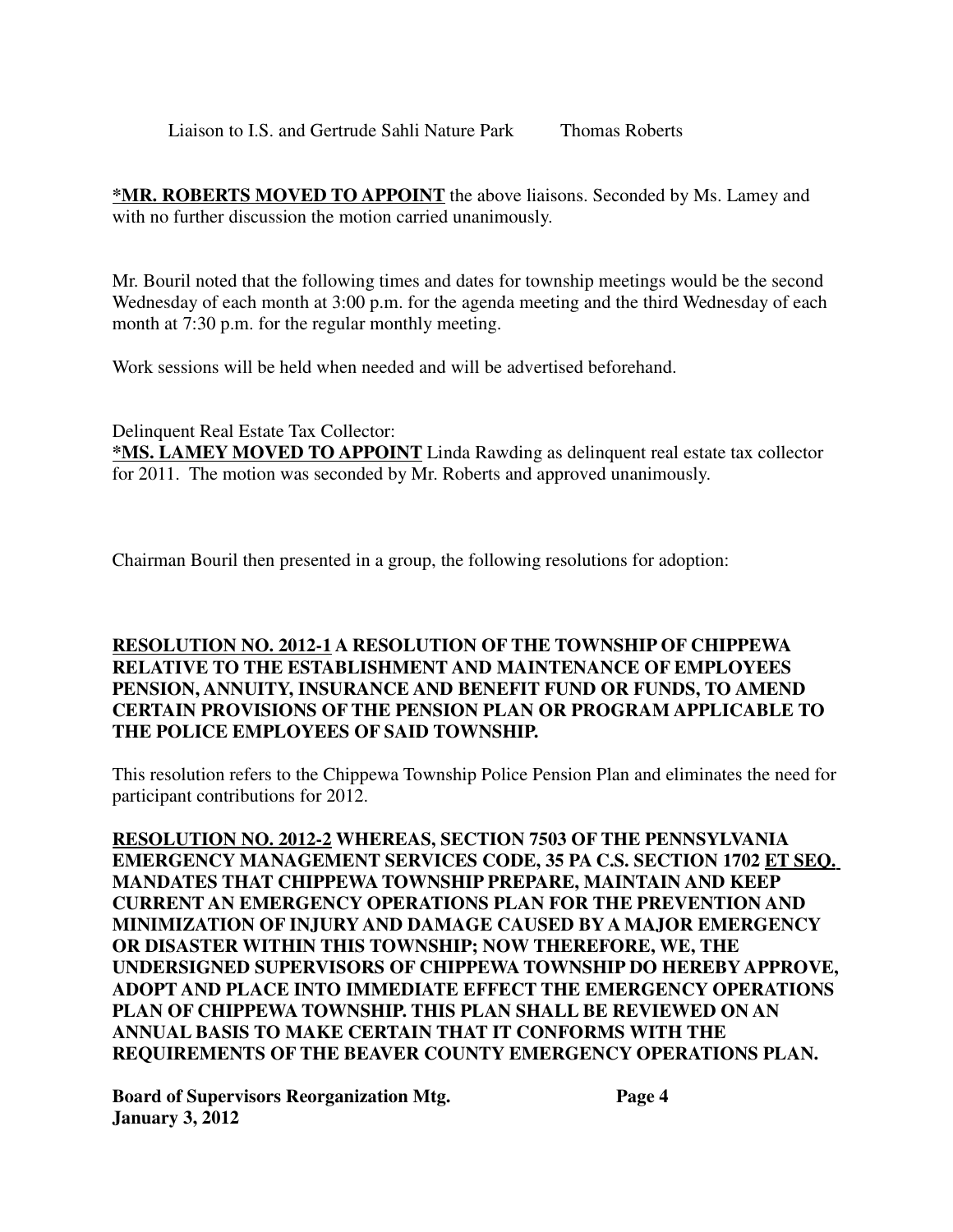Liaison to I.S. and Gertrude Sahli Nature Park Thomas Roberts

***MR. ROBERTS MOVED TO APPOINT** the above liaisons. Seconded by Ms. Lamey and with no further discussion the motion carried unanimously.

Mr. Bouril noted that the following times and dates for township meetings would be the second Wednesday of each month at 3:00 p.m. for the agenda meeting and the third Wednesday of each month at 7:30 p.m. for the regular monthly meeting.

Work sessions will be held when needed and will be advertised beforehand.

Delinquent Real Estate Tax Collector:
***MS. LAMEY MOVED TO APPOINT** Linda Rawding as delinquent real estate tax collector for 2011. The motion was seconded by Mr. Roberts and approved unanimously.

Chairman Bouril then presented in a group, the following resolutions for adoption:

**RESOLUTION NO. 2012-1 A RESOLUTION OF THE TOWNSHIP OF CHIPPEWA RELATIVE TO THE ESTABLISHMENT AND MAINTENANCE OF EMPLOYEES PENSION, ANNUITY, INSURANCE AND BENEFIT FUND OR FUNDS, TO AMEND CERTAIN PROVISIONS OF THE PENSION PLAN OR PROGRAM APPLICABLE TO THE POLICE EMPLOYEES OF SAID TOWNSHIP.**

This resolution refers to the Chippewa Township Police Pension Plan and eliminates the need for participant contributions for 2012.

**RESOLUTION NO. 2012-2 WHEREAS, SECTION 7503 OF THE PENNSYLVANIA EMERGENCY MANAGEMENT SERVICES CODE, 35 PA C.S. SECTION 1702 ET SEQ. MANDATES THAT CHIPPEWA TOWNSHIP PREPARE, MAINTAIN AND KEEP CURRENT AN EMERGENCY OPERATIONS PLAN FOR THE PREVENTION AND MINIMIZATION OF INJURY AND DAMAGE CAUSED BY A MAJOR EMERGENCY OR DISASTER WITHIN THIS TOWNSHIP; NOW THEREFORE, WE, THE UNDERSIGNED SUPERVISORS OF CHIPPEWA TOWNSHIP DO HEREBY APPROVE, ADOPT AND PLACE INTO IMMEDIATE EFFECT THE EMERGENCY OPERATIONS PLAN OF CHIPPEWA TOWNSHIP. THIS PLAN SHALL BE REVIEWED ON AN ANNUAL BASIS TO MAKE CERTAIN THAT IT CONFORMS WITH THE REQUIREMENTS OF THE BEAVER COUNTY EMERGENCY OPERATIONS PLAN.**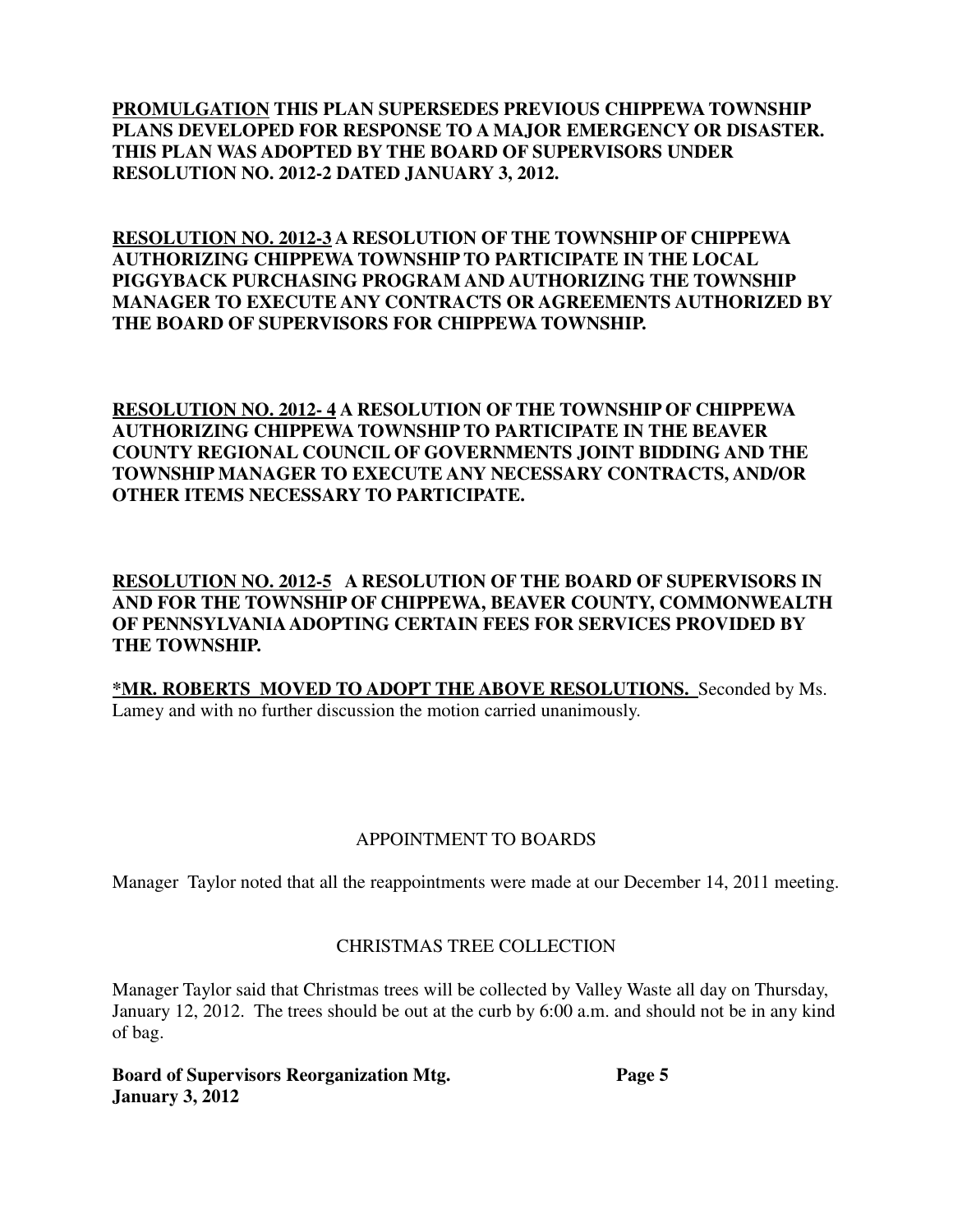**<u>PROMULGATION</u> THIS PLAN SUPERSEDES PREVIOUS CHIPPEWA TOWNSHIP PLANS DEVELOPED FOR RESPONSE TO A MAJOR EMERGENCY OR DISASTER. THIS PLAN WAS ADOPTED BY THE BOARD OF SUPERVISORS UNDER RESOLUTION NO. 2012-2 DATED JANUARY 3, 2012.**

**<u>RESOLUTION NO. 2012-3</u> A RESOLUTION OF THE TOWNSHIP OF CHIPPEWA AUTHORIZING CHIPPEWA TOWNSHIP TO PARTICIPATE IN THE LOCAL PIGGYBACK PURCHASING PROGRAM AND AUTHORIZING THE TOWNSHIP MANAGER TO EXECUTE ANY CONTRACTS OR AGREEMENTS AUTHORIZED BY THE BOARD OF SUPERVISORS FOR CHIPPEWA TOWNSHIP.**

**<u>RESOLUTION NO. 2012- 4</u> A RESOLUTION OF THE TOWNSHIP OF CHIPPEWA AUTHORIZING CHIPPEWA TOWNSHIP TO PARTICIPATE IN THE BEAVER COUNTY REGIONAL COUNCIL OF GOVERNMENTS JOINT BIDDING AND THE TOWNSHIP MANAGER TO EXECUTE ANY NECESSARY CONTRACTS, AND/OR OTHER ITEMS NECESSARY TO PARTICIPATE.**

**<u>RESOLUTION NO. 2012-5</u> A RESOLUTION OF THE BOARD OF SUPERVISORS IN AND FOR THE TOWNSHIP OF CHIPPEWA, BEAVER COUNTY, COMMONWEALTH OF PENNSYLVANIA ADOPTING CERTAIN FEES FOR SERVICES PROVIDED BY THE TOWNSHIP.**

**<u>*MR. ROBERTS MOVED TO ADOPT THE ABOVE RESOLUTIONS.</u>** Seconded by Ms. Lamey and with no further discussion the motion carried unanimously.

## APPOINTMENT TO BOARDS

Manager Taylor noted that all the reappointments were made at our December 14, 2011 meeting.

## CHRISTMAS TREE COLLECTION

Manager Taylor said that Christmas trees will be collected by Valley Waste all day on Thursday, January 12, 2012. The trees should be out at the curb by 6:00 a.m. and should not be in any kind of bag.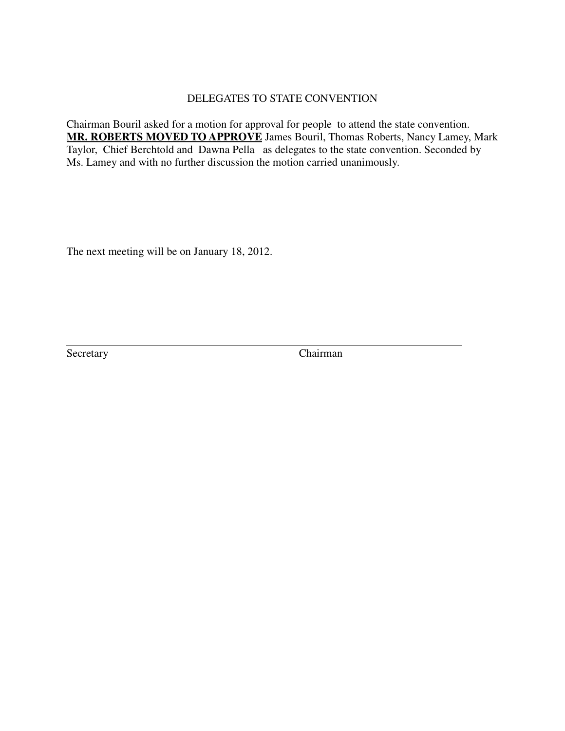## DELEGATES TO STATE CONVENTION

Chairman Bouril asked for a motion for approval for people to attend the state convention. **MR. ROBERTS MOVED TO APPROVE** James Bouril, Thomas Roberts, Nancy Lamey, Mark Taylor, Chief Berchtold and Dawna Pella as delegates to the state convention. Seconded by Ms. Lamey and with no further discussion the motion carried unanimously.

The next meeting will be on January 18, 2012.

\_\_\_\_\_\_\_\_\_\_\_\_\_\_\_\_\_\_\_\_\_\_\_\_\_\_\_\_\_\_\_\_\_\_\_\_\_\_\_\_\_\_\_\_\_\_\_\_\_\_\_\_\_\_\_\_\_\_\_\_

Secretary Chairman